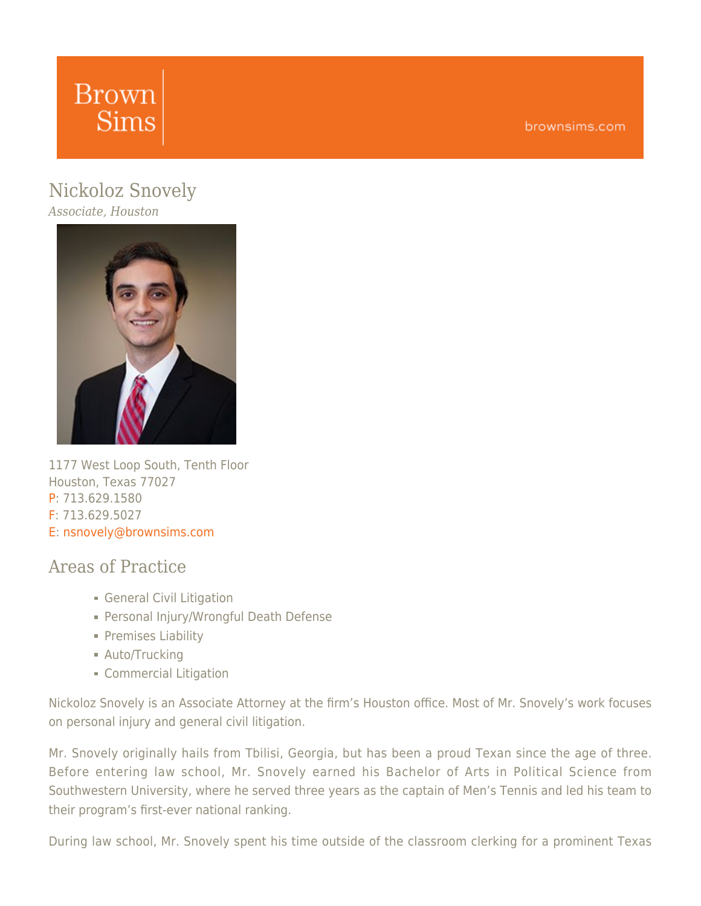Brown
Sims

brownsims.com

# Nickoloz Snovely

*Associate, Houston*

1177 West Loop South, Tenth Floor
Houston, Texas 77027
P: 713.629.1580
F: 713.629.5027
E: nsnovely@brownsims.com

## Areas of Practice

- General Civil Litigation
- Personal Injury/Wrongful Death Defense
- Premises Liability
- Auto/Trucking
- Commercial Litigation

Nickoloz Snovely is an Associate Attorney at the firm's Houston office. Most of Mr. Snovely's work focuses on personal injury and general civil litigation.

Mr. Snovely originally hails from Tbilisi, Georgia, but has been a proud Texan since the age of three. Before entering law school, Mr. Snovely earned his Bachelor of Arts in Political Science from Southwestern University, where he served three years as the captain of Men's Tennis and led his team to their program's first-ever national ranking.

During law school, Mr. Snovely spent his time outside of the classroom clerking for a prominent Texas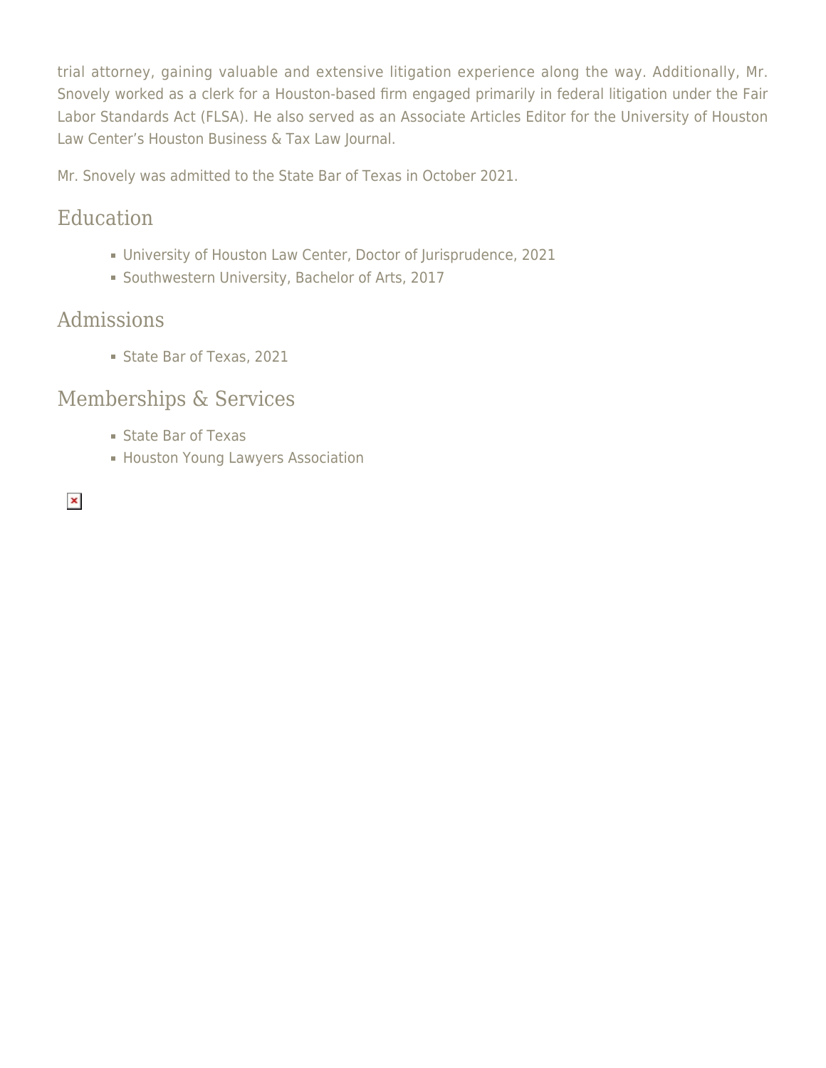trial attorney, gaining valuable and extensive litigation experience along the way. Additionally, Mr. Snovely worked as a clerk for a Houston-based firm engaged primarily in federal litigation under the Fair Labor Standards Act (FLSA). He also served as an Associate Articles Editor for the University of Houston Law Center's Houston Business & Tax Law Journal.

Mr. Snovely was admitted to the State Bar of Texas in October 2021.

## Education

- University of Houston Law Center, Doctor of Jurisprudence, 2021
- Southwestern University, Bachelor of Arts, 2017

## Admissions

- State Bar of Texas, 2021

## Memberships & Services

- State Bar of Texas
- Houston Young Lawyers Association